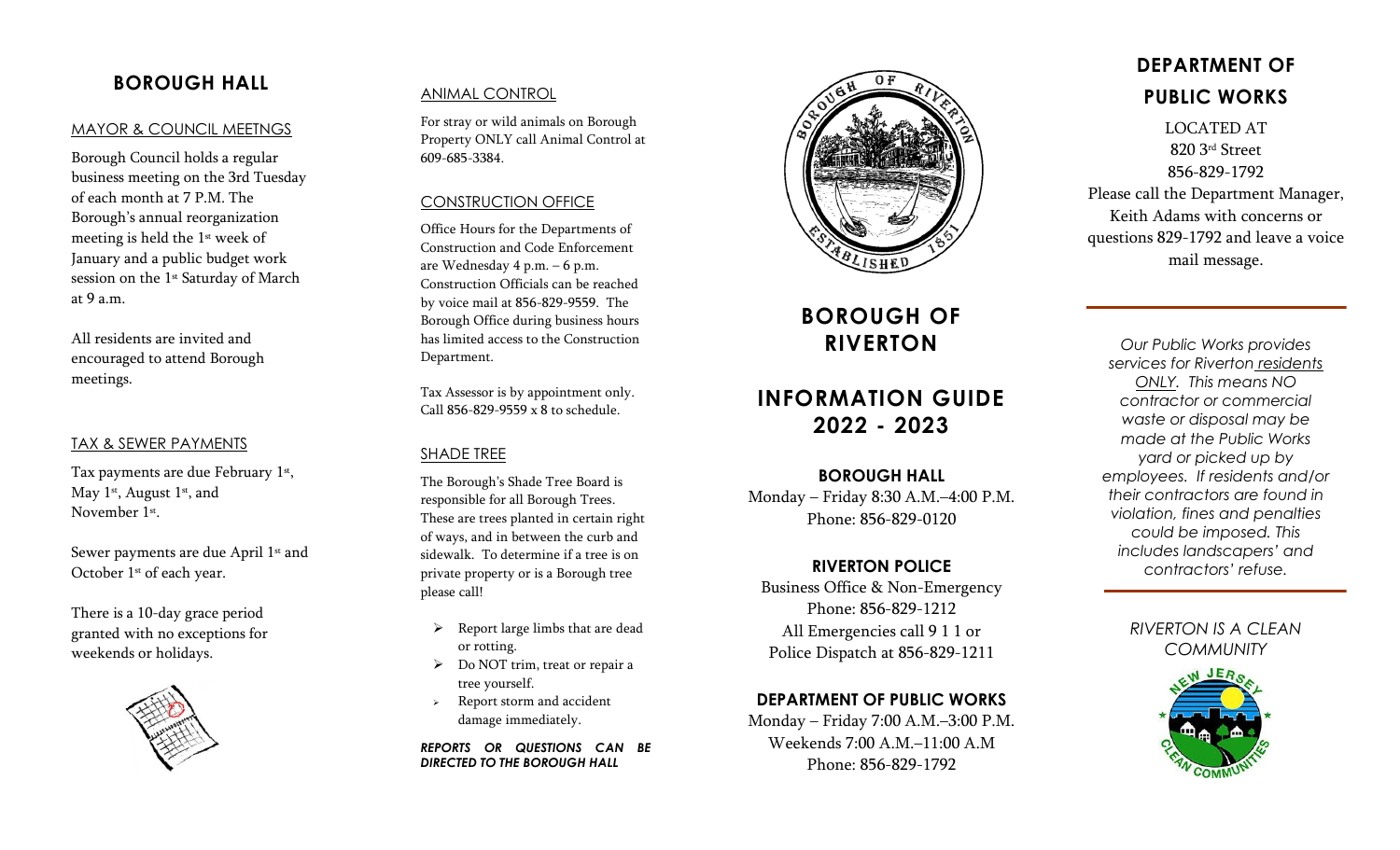## BOROUGH HALL

### MAYOR & COUNCIL MEETNGS

Borough Council holds a regular business meeting on the 3rd Tuesday of each month at 7 P.M. The Borough's annual reorganization meeting is held the 1st week of January and a public budget work session on the 1st Saturday of March at 9 a.m.

All residents are invited and encouraged to attend Borough meetings.

### TAX & SEWER PAYMENTS

Tax payments are due February 1st, May 1st, August 1st, and November 1st.

Sewer payments are due April 1st and October 1st of each year.

There is a 10-day grace period granted with no exceptions for weekends or holidays.

### ANIMAL CONTROL

For stray or wild animals on Borough Property ONLY call Animal Control at 609-685-3384.

### CONSTRUCTION OFFICE

Office Hours for the Departments of Construction and Code Enforcement are Wednesday 4 p.m. – 6 p.m. Construction Officials can be reached by voice mail at 856-829-9559. The Borough Office during business hours has limited access to the Construction Department.

Tax Assessor is by appointment only. Call 856-829-9559 x 8 to schedule.

### SHADE TREE

The Borough's Shade Tree Board is responsible for all Borough Trees. These are trees planted in certain right of ways, and in between the curb and sidewalk. To determine if a tree is on private property or is a Borough tree please call!

- Report large limbs that are dead or rotting.
- Do NOT trim, treat or repair a tree yourself.
- Report storm and accident damage immediately.

***REPORTS OR QUESTIONS CAN BE DIRECTED TO THE BOROUGH HALL***

# BOROUGH OF RIVERTON

# INFORMATION GUIDE 2022 - 2023

**BOROUGH HALL**
Monday – Friday 8:30 A.M.–4:00 P.M.
Phone: 856-829-0120

**RIVERTON POLICE**
Business Office & Non-Emergency
Phone: 856-829-1212
All Emergencies call 9 1 1 or
Police Dispatch at 856-829-1211

**DEPARTMENT OF PUBLIC WORKS**
Monday – Friday 7:00 A.M.–3:00 P.M.
Weekends 7:00 A.M.–11:00 A.M
Phone: 856-829-1792

## DEPARTMENT OF PUBLIC WORKS

LOCATED AT
820 3rd Street
856-829-1792
Please call the Department Manager, Keith Adams with concerns or questions 829-1792 and leave a voice mail message.

---

*Our Public Works provides services for Riverton residents ONLY. This means NO contractor or commercial waste or disposal may be made at the Public Works yard or picked up by employees. If residents and/or their contractors are found in violation, fines and penalties could be imposed. This includes landscapers' and contractors' refuse.*

---

*RIVERTON IS A CLEAN COMMUNITY*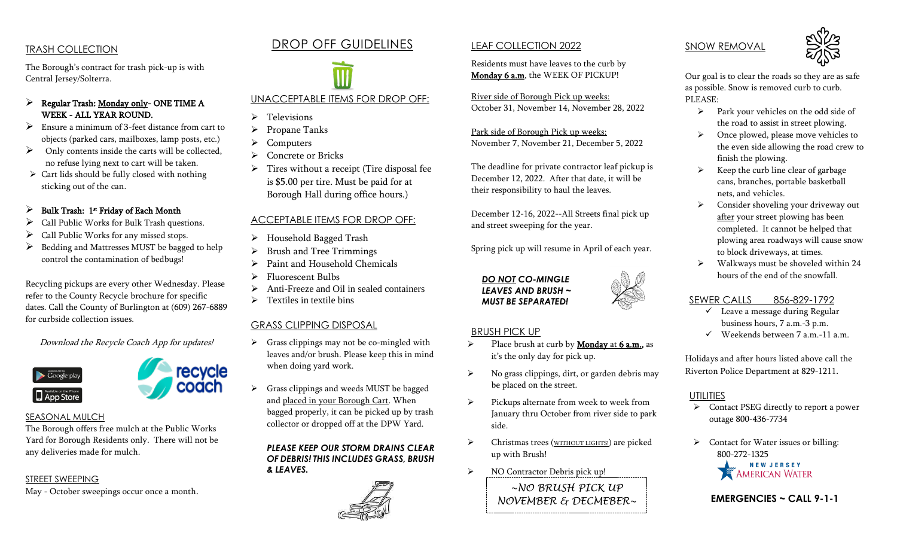## TRASH COLLECTION

The Borough's contract for trash pick-up is with Central Jersey/Solterra.

- **Regular Trash: Monday only- ONE TIME A WEEK - ALL YEAR ROUND.**
- Ensure a minimum of 3-feet distance from cart to objects (parked cars, mailboxes, lamp posts, etc.)
- Only contents inside the carts will be collected, no refuse lying next to cart will be taken.
- Cart lids should be fully closed with nothing sticking out of the can.

- **Bulk Trash: 1st Friday of Each Month**
- Call Public Works for Bulk Trash questions.
- Call Public Works for any missed stops.
- Bedding and Mattresses MUST be bagged to help control the contamination of bedbugs!

Recycling pickups are every other Wednesday. Please refer to the County Recycle brochure for specific dates. Call the County of Burlington at (609) 267-6889 for curbside collection issues.

*Download the Recycle Coach App for updates!*

## SEASONAL MULCH

The Borough offers free mulch at the Public Works Yard for Borough Residents only. There will not be any deliveries made for mulch.

## STREET SWEEPING

May - October sweepings occur once a month.

# DROP OFF GUIDELINES

## UNACCEPTABLE ITEMS FOR DROP OFF:

- Televisions
- Propane Tanks
- Computers
- Concrete or Bricks
- Tires without a receipt (Tire disposal fee is $5.00 per tire. Must be paid for at Borough Hall during office hours.)

## ACCEPTABLE ITEMS FOR DROP OFF:

- Household Bagged Trash
- Brush and Tree Trimmings
- Paint and Household Chemicals
- Fluorescent Bulbs
- Anti-Freeze and Oil in sealed containers
- Textiles in textile bins

## GRASS CLIPPING DISPOSAL

- Grass clippings may not be co-mingled with leaves and/or brush. Please keep this in mind when doing yard work.
- Grass clippings and weeds MUST be bagged and placed in your Borough Cart. When bagged properly, it can be picked up by trash collector or dropped off at the DPW Yard.

***PLEASE KEEP OUR STORM DRAINS CLEAR OF DEBRIS! THIS INCLUDES GRASS, BRUSH & LEAVES.***

## LEAF COLLECTION 2022

Residents must have leaves to the curb by **Monday 6 a.m.** the WEEK OF PICKUP!

River side of Borough Pick up weeks:
October 31, November 14, November 28, 2022

Park side of Borough Pick up weeks:
November 7, November 21, December 5, 2022

The deadline for private contractor leaf pickup is December 12, 2022. After that date, it will be their responsibility to haul the leaves.

December 12-16, 2022--All Streets final pick up and street sweeping for the year.

Spring pick up will resume in April of each year.

***DO NOT CO-MINGLE LEAVES AND BRUSH ~ MUST BE SEPARATED!***

## BRUSH PICK UP

- Place brush at curb by **Monday** at **6 a.m.**, as it's the only day for pick up.
- No grass clippings, dirt, or garden debris may be placed on the street.
- Pickups alternate from week to week from January thru October from river side to park side.
- Christmas trees (WITHOUT LIGHTS!) are picked up with Brush!
- NO Contractor Debris pick up!

*~NO BRUSH PICK UP NOVEMBER & DECMEBER~*

## SNOW REMOVAL

Our goal is to clear the roads so they are as safe as possible. Snow is removed curb to curb. PLEASE:

- Park your vehicles on the odd side of the road to assist in street plowing.
- Once plowed, please move vehicles to the even side allowing the road crew to finish the plowing.
- Keep the curb line clear of garbage cans, branches, portable basketball nets, and vehicles.
- Consider shoveling your driveway out after your street plowing has been completed. It cannot be helped that plowing area roadways will cause snow to block driveways, at times.
- Walkways must be shoveled within 24 hours of the end of the snowfall.

## SEWER CALLS 856-829-1792

- ✓ Leave a message during Regular business hours, 7 a.m.-3 p.m.
- ✓ Weekends between 7 a.m.-11 a.m.

Holidays and after hours listed above call the Riverton Police Department at 829-1211.

## UTILITIES

- Contact PSEG directly to report a power outage 800-436-7734
- Contact for Water issues or billing: 800-272-1325
  NEW JERSEY AMERICAN WATER

**EMERGENCIES ~ CALL 9-1-1**